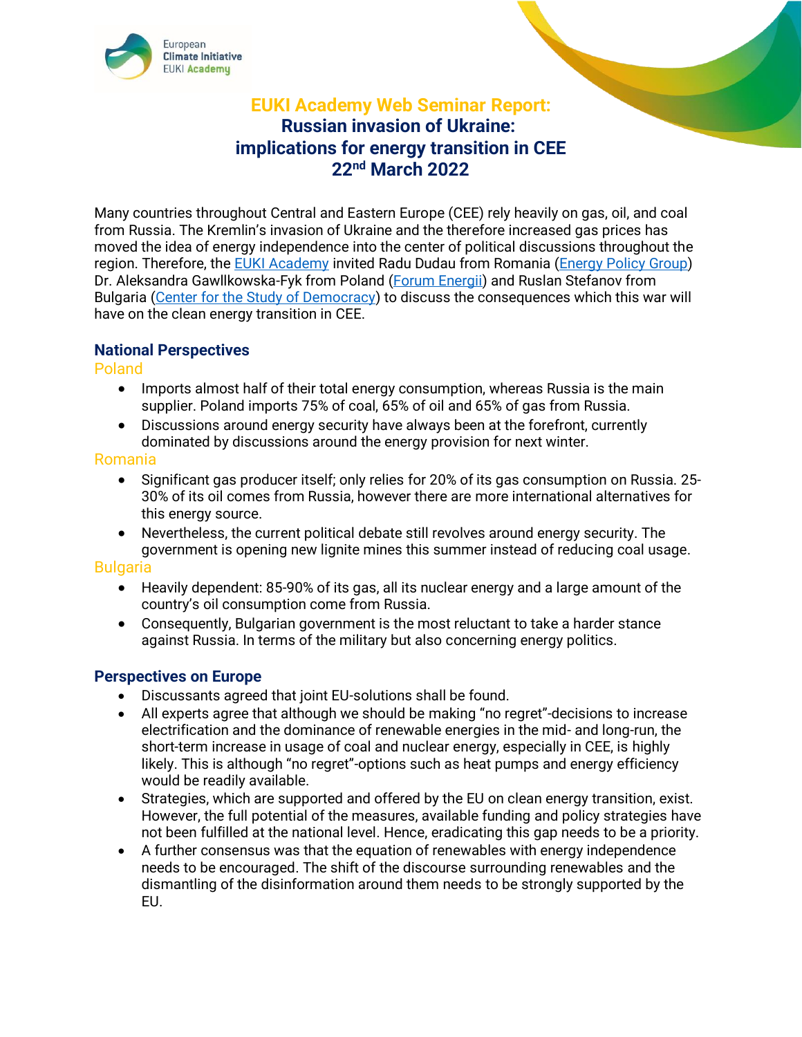# EUKI Academy Web Seminar Report:
# Russian invasion of Ukraine: implications for energy transition in CEE
## 22nd March 2022

Many countries throughout Central and Eastern Europe (CEE) rely heavily on gas, oil, and coal from Russia. The Kremlin's invasion of Ukraine and the therefore increased gas prices has moved the idea of energy independence into the center of political discussions throughout the region. Therefore, the EUKI Academy invited Radu Dudau from Romania (Energy Policy Group) Dr. Aleksandra Gawllkowska-Fyk from Poland (Forum Energii) and Ruslan Stefanov from Bulgaria (Center for the Study of Democracy) to discuss the consequences which this war will have on the clean energy transition in CEE.

## National Perspectives

### Poland

- Imports almost half of their total energy consumption, whereas Russia is the main supplier. Poland imports 75% of coal, 65% of oil and 65% of gas from Russia.
- Discussions around energy security have always been at the forefront, currently dominated by discussions around the energy provision for next winter.

### Romania

- Significant gas producer itself; only relies for 20% of its gas consumption on Russia. 25-30% of its oil comes from Russia, however there are more international alternatives for this energy source.
- Nevertheless, the current political debate still revolves around energy security. The government is opening new lignite mines this summer instead of reducing coal usage.

### Bulgaria

- Heavily dependent: 85-90% of its gas, all its nuclear energy and a large amount of the country's oil consumption come from Russia.
- Consequently, Bulgarian government is the most reluctant to take a harder stance against Russia. In terms of the military but also concerning energy politics.

## Perspectives on Europe

- Discussants agreed that joint EU-solutions shall be found.
- All experts agree that although we should be making "no regret"-decisions to increase electrification and the dominance of renewable energies in the mid- and long-run, the short-term increase in usage of coal and nuclear energy, especially in CEE, is highly likely. This is although "no regret"-options such as heat pumps and energy efficiency would be readily available.
- Strategies, which are supported and offered by the EU on clean energy transition, exist. However, the full potential of the measures, available funding and policy strategies have not been fulfilled at the national level. Hence, eradicating this gap needs to be a priority.
- A further consensus was that the equation of renewables with energy independence needs to be encouraged. The shift of the discourse surrounding renewables and the dismantling of the disinformation around them needs to be strongly supported by the EU.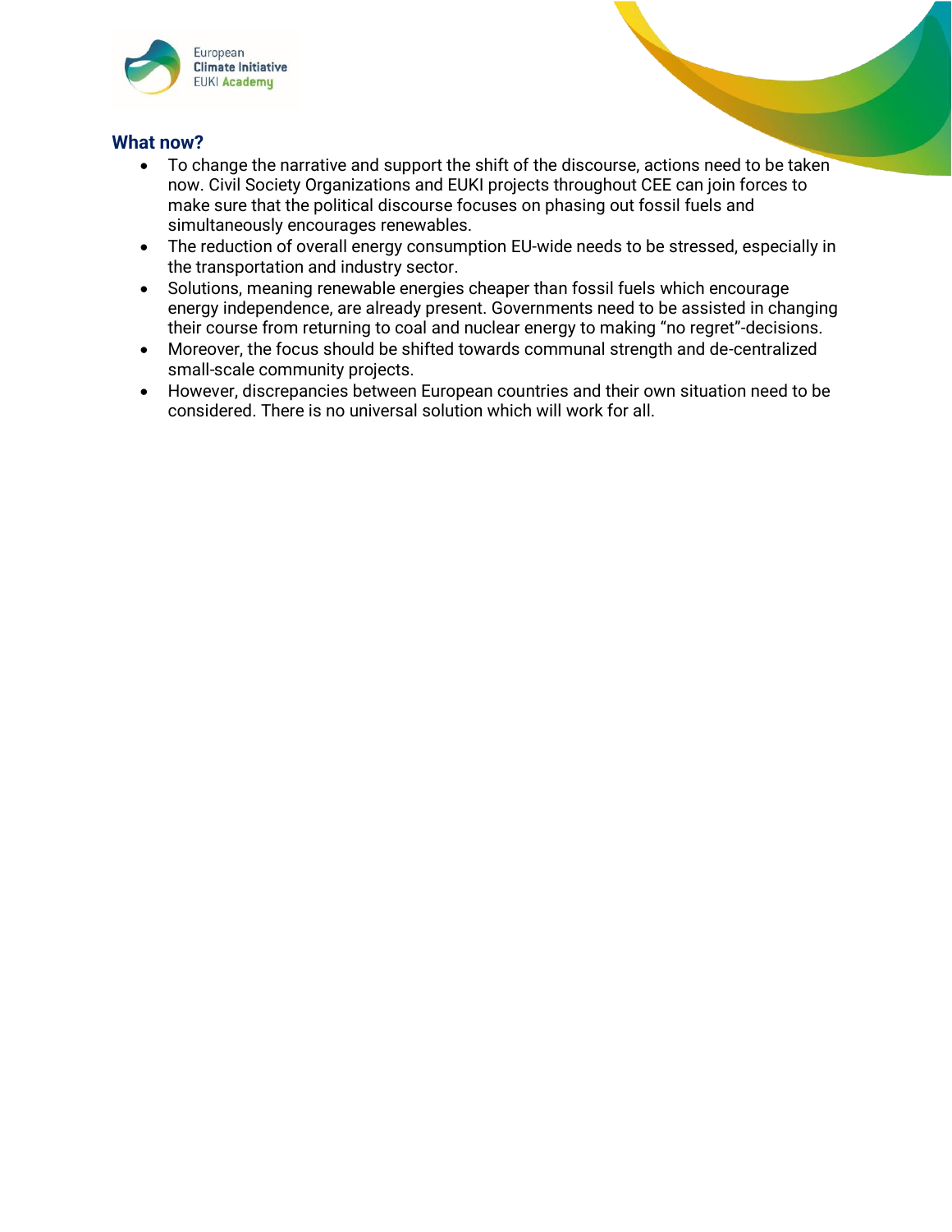## What now?

- To change the narrative and support the shift of the discourse, actions need to be taken now. Civil Society Organizations and EUKI projects throughout CEE can join forces to make sure that the political discourse focuses on phasing out fossil fuels and simultaneously encourages renewables.
- The reduction of overall energy consumption EU-wide needs to be stressed, especially in the transportation and industry sector.
- Solutions, meaning renewable energies cheaper than fossil fuels which encourage energy independence, are already present. Governments need to be assisted in changing their course from returning to coal and nuclear energy to making "no regret"-decisions.
- Moreover, the focus should be shifted towards communal strength and de-centralized small-scale community projects.
- However, discrepancies between European countries and their own situation need to be considered. There is no universal solution which will work for all.